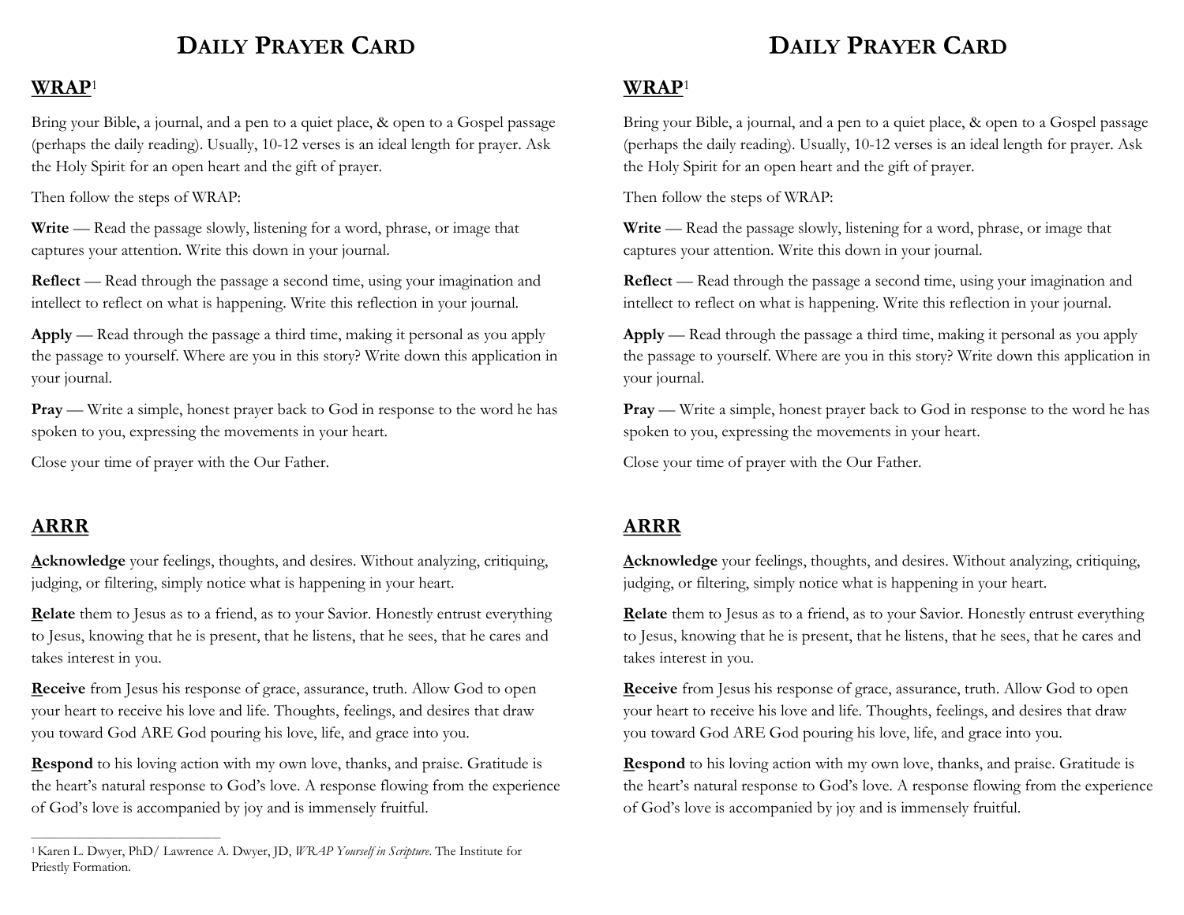# DAILY PRAYER CARD

## WRAP[1]

Bring your Bible, a journal, and a pen to a quiet place, & open to a Gospel passage (perhaps the daily reading). Usually, 10-12 verses is an ideal length for prayer. Ask the Holy Spirit for an open heart and the gift of prayer.

Then follow the steps of WRAP:

**Write** — Read the passage slowly, listening for a word, phrase, or image that captures your attention. Write this down in your journal.

**Reflect** — Read through the passage a second time, using your imagination and intellect to reflect on what is happening. Write this reflection in your journal.

**Apply** — Read through the passage a third time, making it personal as you apply the passage to yourself. Where are you in this story? Write down this application in your journal.

**Pray** — Write a simple, honest prayer back to God in response to the word he has spoken to you, expressing the movements in your heart.

Close your time of prayer with the Our Father.

## ARRR

**Acknowledge** your feelings, thoughts, and desires. Without analyzing, critiquing, judging, or filtering, simply notice what is happening in your heart.

**Relate** them to Jesus as to a friend, as to your Savior. Honestly entrust everything to Jesus, knowing that he is present, that he listens, that he sees, that he cares and takes interest in you.

**Receive** from Jesus his response of grace, assurance, truth. Allow God to open your heart to receive his love and life. Thoughts, feelings, and desires that draw you toward God ARE God pouring his love, life, and grace into you.

**Respond** to his loving action with my own love, thanks, and praise. Gratitude is the heart's natural response to God's love. A response flowing from the experience of God's love is accompanied by joy and is immensely fruitful.

---

[1] Karen L. Dwyer, PhD/ Lawrence A. Dwyer, JD, *WRAP Yourself in Scripture*. The Institute for Priestly Formation.

# DAILY PRAYER CARD

## WRAP[1]

Bring your Bible, a journal, and a pen to a quiet place, & open to a Gospel passage (perhaps the daily reading). Usually, 10-12 verses is an ideal length for prayer. Ask the Holy Spirit for an open heart and the gift of prayer.

Then follow the steps of WRAP:

**Write** — Read the passage slowly, listening for a word, phrase, or image that captures your attention. Write this down in your journal.

**Reflect** — Read through the passage a second time, using your imagination and intellect to reflect on what is happening. Write this reflection in your journal.

**Apply** — Read through the passage a third time, making it personal as you apply the passage to yourself. Where are you in this story? Write down this application in your journal.

**Pray** — Write a simple, honest prayer back to God in response to the word he has spoken to you, expressing the movements in your heart.

Close your time of prayer with the Our Father.

## ARRR

**Acknowledge** your feelings, thoughts, and desires. Without analyzing, critiquing, judging, or filtering, simply notice what is happening in your heart.

**Relate** them to Jesus as to a friend, as to your Savior. Honestly entrust everything to Jesus, knowing that he is present, that he listens, that he sees, that he cares and takes interest in you.

**Receive** from Jesus his response of grace, assurance, truth. Allow God to open your heart to receive his love and life. Thoughts, feelings, and desires that draw you toward God ARE God pouring his love, life, and grace into you.

**Respond** to his loving action with my own love, thanks, and praise. Gratitude is the heart's natural response to God's love. A response flowing from the experience of God's love is accompanied by joy and is immensely fruitful.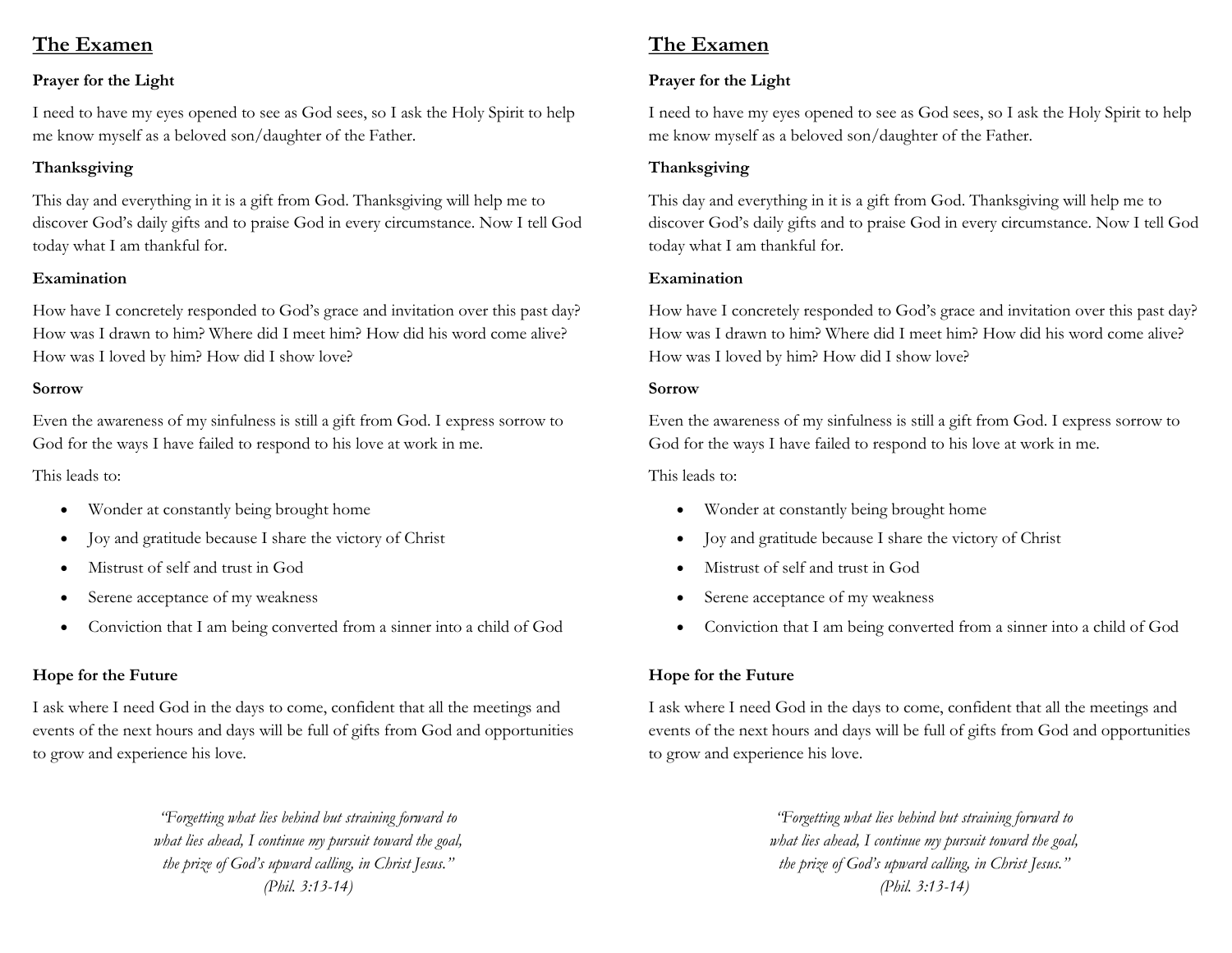# The Examen

**Prayer for the Light**

I need to have my eyes opened to see as God sees, so I ask the Holy Spirit to help me know myself as a beloved son/daughter of the Father.

**Thanksgiving**

This day and everything in it is a gift from God. Thanksgiving will help me to discover God's daily gifts and to praise God in every circumstance. Now I tell God today what I am thankful for.

**Examination**

How have I concretely responded to God's grace and invitation over this past day? How was I drawn to him? Where did I meet him? How did his word come alive? How was I loved by him? How did I show love?

**Sorrow**

Even the awareness of my sinfulness is still a gift from God. I express sorrow to God for the ways I have failed to respond to his love at work in me.

This leads to:

- Wonder at constantly being brought home
- Joy and gratitude because I share the victory of Christ
- Mistrust of self and trust in God
- Serene acceptance of my weakness
- Conviction that I am being converted from a sinner into a child of God

**Hope for the Future**

I ask where I need God in the days to come, confident that all the meetings and events of the next hours and days will be full of gifts from God and opportunities to grow and experience his love.

*"Forgetting what lies behind but straining forward to what lies ahead, I continue my pursuit toward the goal, the prize of God's upward calling, in Christ Jesus." (Phil. 3:13-14)*

# The Examen

**Prayer for the Light**

I need to have my eyes opened to see as God sees, so I ask the Holy Spirit to help me know myself as a beloved son/daughter of the Father.

**Thanksgiving**

This day and everything in it is a gift from God. Thanksgiving will help me to discover God's daily gifts and to praise God in every circumstance. Now I tell God today what I am thankful for.

**Examination**

How have I concretely responded to God's grace and invitation over this past day? How was I drawn to him? Where did I meet him? How did his word come alive? How was I loved by him? How did I show love?

**Sorrow**

Even the awareness of my sinfulness is still a gift from God. I express sorrow to God for the ways I have failed to respond to his love at work in me.

This leads to:

- Wonder at constantly being brought home
- Joy and gratitude because I share the victory of Christ
- Mistrust of self and trust in God
- Serene acceptance of my weakness
- Conviction that I am being converted from a sinner into a child of God

**Hope for the Future**

I ask where I need God in the days to come, confident that all the meetings and events of the next hours and days will be full of gifts from God and opportunities to grow and experience his love.

*"Forgetting what lies behind but straining forward to what lies ahead, I continue my pursuit toward the goal, the prize of God's upward calling, in Christ Jesus." (Phil. 3:13-14)*